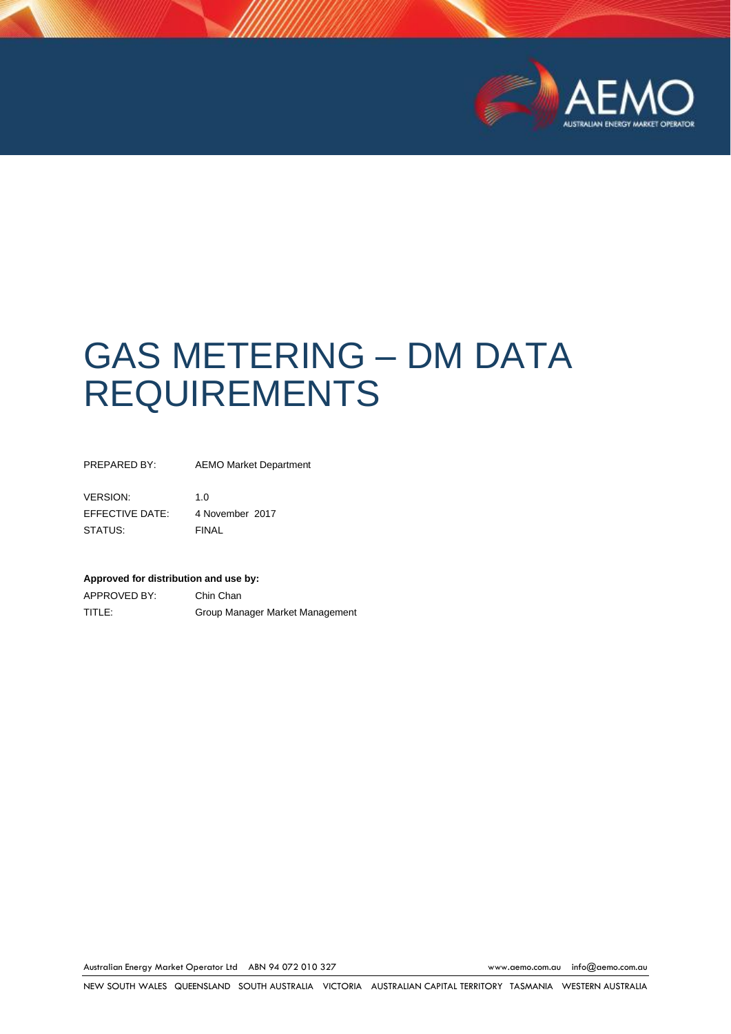# GAS METERING – DM DATA REQUIREMENTS

| | |
|---|---|
| PREPARED BY: | AEMO Market Department |
| VERSION: | 1.0 |
| EFFECTIVE DATE: | 4 November 2017 |
| STATUS: | FINAL |

**Approved for distribution and use by:**

| | |
|---|---|
| APPROVED BY: | Chin Chan |
| TITLE: | Group Manager Market Management |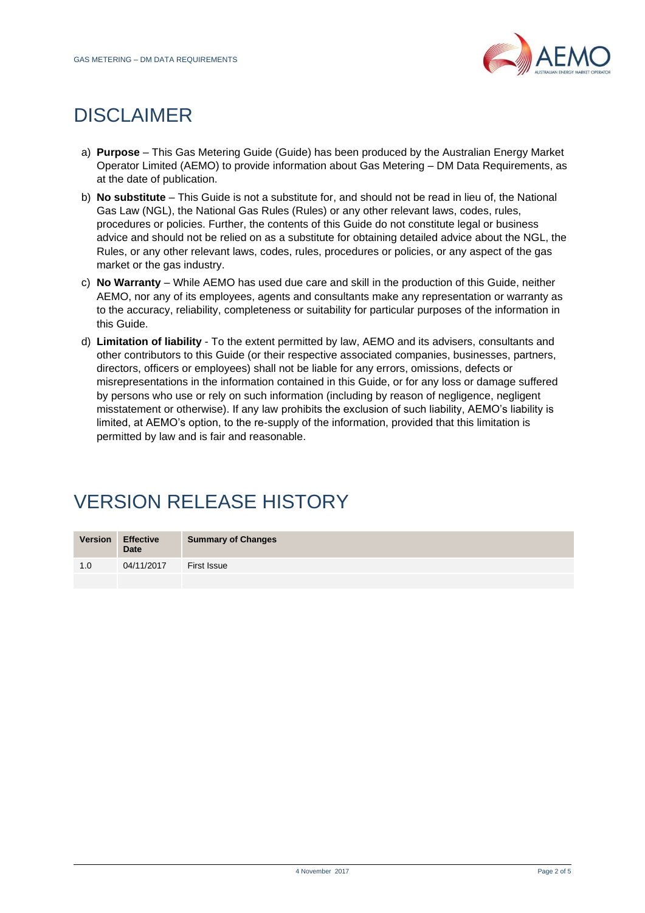# DISCLAIMER

a) **Purpose** – This Gas Metering Guide (Guide) has been produced by the Australian Energy Market Operator Limited (AEMO) to provide information about Gas Metering – DM Data Requirements, as at the date of publication.

b) **No substitute** – This Guide is not a substitute for, and should not be read in lieu of, the National Gas Law (NGL), the National Gas Rules (Rules) or any other relevant laws, codes, rules, procedures or policies. Further, the contents of this Guide do not constitute legal or business advice and should not be relied on as a substitute for obtaining detailed advice about the NGL, the Rules, or any other relevant laws, codes, rules, procedures or policies, or any aspect of the gas market or the gas industry.

c) **No Warranty** – While AEMO has used due care and skill in the production of this Guide, neither AEMO, nor any of its employees, agents and consultants make any representation or warranty as to the accuracy, reliability, completeness or suitability for particular purposes of the information in this Guide.

d) **Limitation of liability** - To the extent permitted by law, AEMO and its advisers, consultants and other contributors to this Guide (or their respective associated companies, businesses, partners, directors, officers or employees) shall not be liable for any errors, omissions, defects or misrepresentations in the information contained in this Guide, or for any loss or damage suffered by persons who use or rely on such information (including by reason of negligence, negligent misstatement or otherwise). If any law prohibits the exclusion of such liability, AEMO's liability is limited, at AEMO's option, to the re-supply of the information, provided that this limitation is permitted by law and is fair and reasonable.

# VERSION RELEASE HISTORY

| Version | Effective Date | Summary of Changes |
|---|---|---|
| 1.0 | 04/11/2017 | First Issue |
| | | |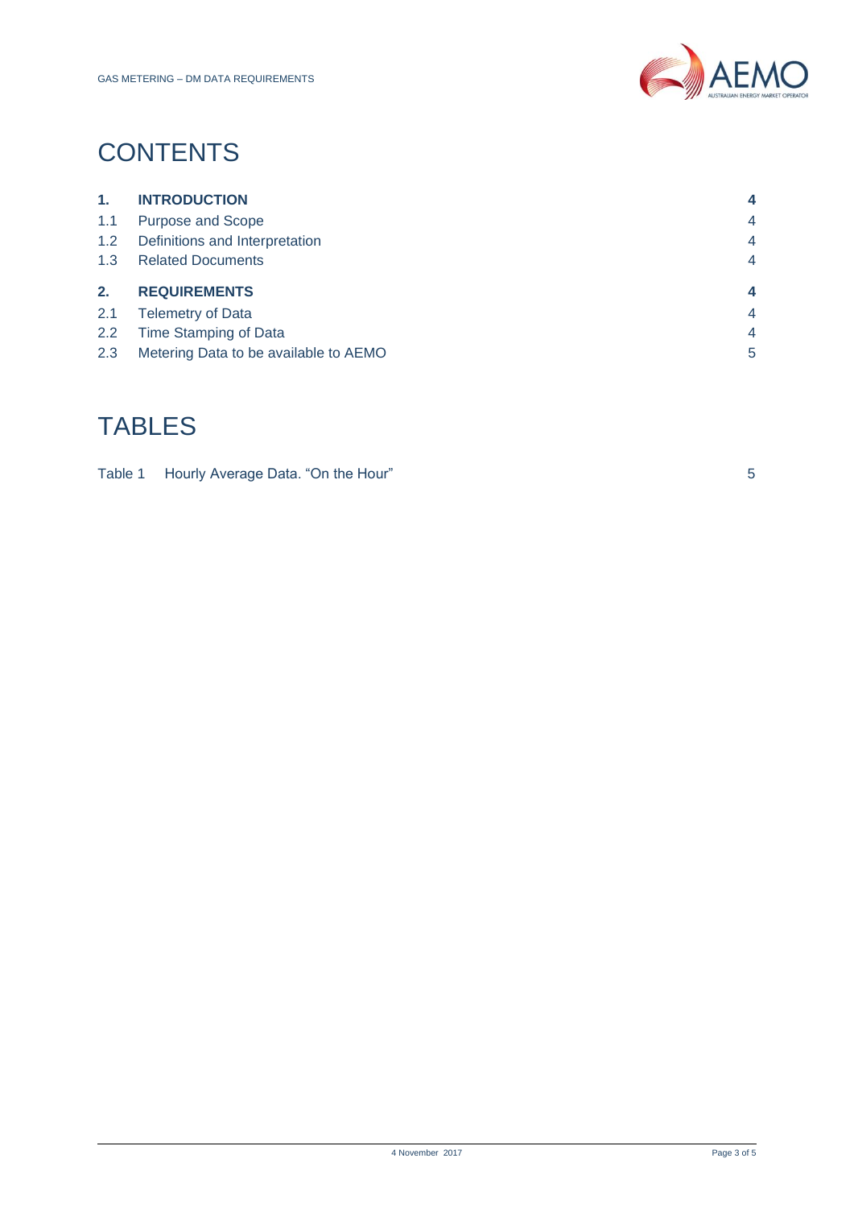# CONTENTS

| | | |
|---|---|---|
| **1.** | **INTRODUCTION** | **4** |
| 1.1 | Purpose and Scope | 4 |
| 1.2 | Definitions and Interpretation | 4 |
| 1.3 | Related Documents | 4 |
| **2.** | **REQUIREMENTS** | **4** |
| 2.1 | Telemetry of Data | 4 |
| 2.2 | Time Stamping of Data | 4 |
| 2.3 | Metering Data to be available to AEMO | 5 |

# TABLES

| | | |
|---|---|---|
| Table 1 | Hourly Average Data. "On the Hour" | 5 |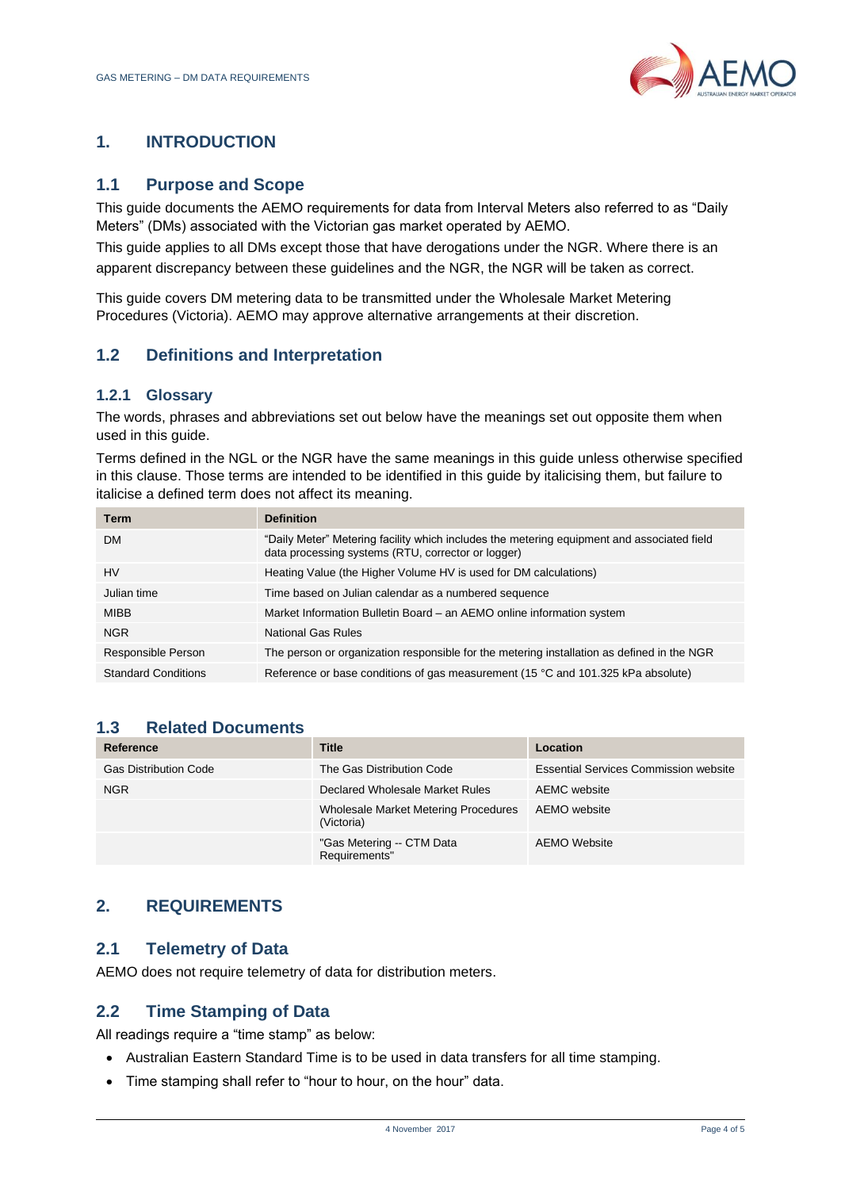# 1. INTRODUCTION

## 1.1 Purpose and Scope

This guide documents the AEMO requirements for data from Interval Meters also referred to as "Daily Meters" (DMs) associated with the Victorian gas market operated by AEMO.

This guide applies to all DMs except those that have derogations under the NGR. Where there is an apparent discrepancy between these guidelines and the NGR, the NGR will be taken as correct.

This guide covers DM metering data to be transmitted under the Wholesale Market Metering Procedures (Victoria). AEMO may approve alternative arrangements at their discretion.

## 1.2 Definitions and Interpretation

### 1.2.1 Glossary

The words, phrases and abbreviations set out below have the meanings set out opposite them when used in this guide.

Terms defined in the NGL or the NGR have the same meanings in this guide unless otherwise specified in this clause. Those terms are intended to be identified in this guide by italicising them, but failure to italicise a defined term does not affect its meaning.

| Term | Definition |
|---|---|
| DM | "Daily Meter" Metering facility which includes the metering equipment and associated field data processing systems (RTU, corrector or logger) |
| HV | Heating Value (the Higher Volume HV is used for DM calculations) |
| Julian time | Time based on Julian calendar as a numbered sequence |
| MIBB | Market Information Bulletin Board – an AEMO online information system |
| NGR | National Gas Rules |
| Responsible Person | The person or organization responsible for the metering installation as defined in the NGR |
| Standard Conditions | Reference or base conditions of gas measurement (15 °C and 101.325 kPa absolute) |

## 1.3 Related Documents

| Reference | Title | Location |
|---|---|---|
| Gas Distribution Code | The Gas Distribution Code | Essential Services Commission website |
| NGR | Declared Wholesale Market Rules | AEMC website |
| | Wholesale Market Metering Procedures (Victoria) | AEMO website |
| | "Gas Metering -- CTM Data Requirements" | AEMO Website |

# 2. REQUIREMENTS

## 2.1 Telemetry of Data

AEMO does not require telemetry of data for distribution meters.

## 2.2 Time Stamping of Data

All readings require a "time stamp" as below:

- Australian Eastern Standard Time is to be used in data transfers for all time stamping.
- Time stamping shall refer to "hour to hour, on the hour" data.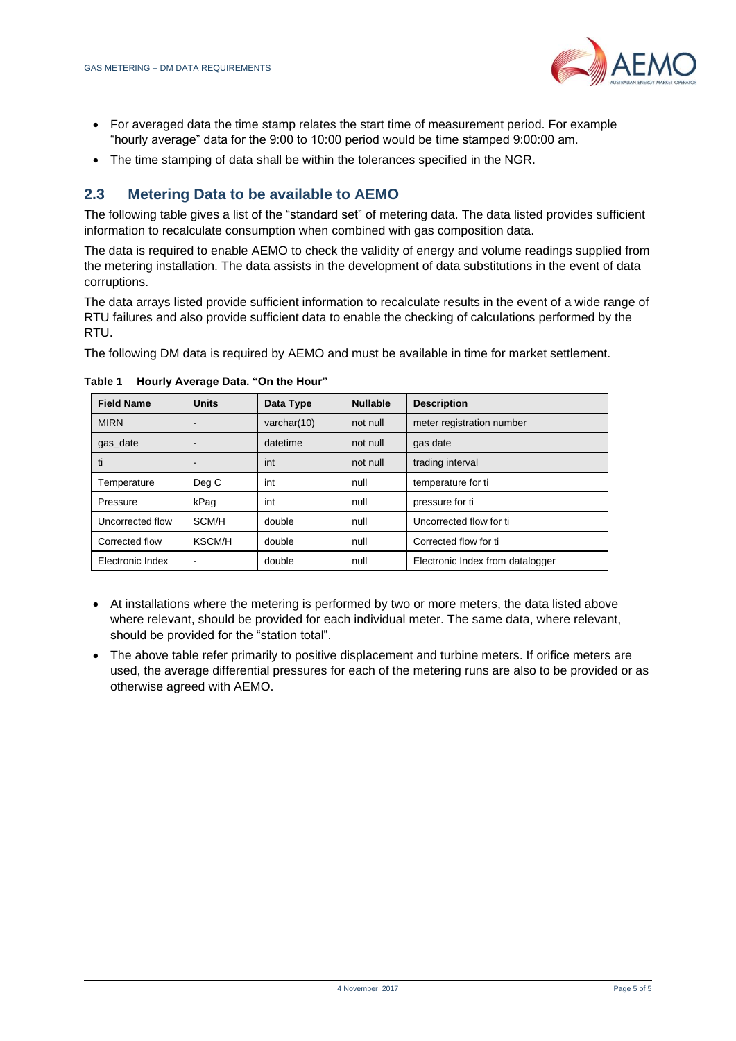- For averaged data the time stamp relates the start time of measurement period. For example "hourly average" data for the 9:00 to 10:00 period would be time stamped 9:00:00 am.
- The time stamping of data shall be within the tolerances specified in the NGR.

## 2.3 Metering Data to be available to AEMO

The following table gives a list of the "standard set" of metering data. The data listed provides sufficient information to recalculate consumption when combined with gas composition data.

The data is required to enable AEMO to check the validity of energy and volume readings supplied from the metering installation. The data assists in the development of data substitutions in the event of data corruptions.

The data arrays listed provide sufficient information to recalculate results in the event of a wide range of RTU failures and also provide sufficient data to enable the checking of calculations performed by the RTU.

The following DM data is required by AEMO and must be available in time for market settlement.

**Table 1 Hourly Average Data. "On the Hour"**

| Field Name | Units | Data Type | Nullable | Description |
|---|---|---|---|---|
| MIRN | - | varchar(10) | not null | meter registration number |
| gas_date | - | datetime | not null | gas date |
| ti | - | int | not null | trading interval |
| Temperature | Deg C | int | null | temperature for ti |
| Pressure | kPag | int | null | pressure for ti |
| Uncorrected flow | SCM/H | double | null | Uncorrected flow for ti |
| Corrected flow | KSCM/H | double | null | Corrected flow for ti |
| Electronic Index | - | double | null | Electronic Index from datalogger |

- At installations where the metering is performed by two or more meters, the data listed above where relevant, should be provided for each individual meter. The same data, where relevant, should be provided for the "station total".
- The above table refer primarily to positive displacement and turbine meters. If orifice meters are used, the average differential pressures for each of the metering runs are also to be provided or as otherwise agreed with AEMO.